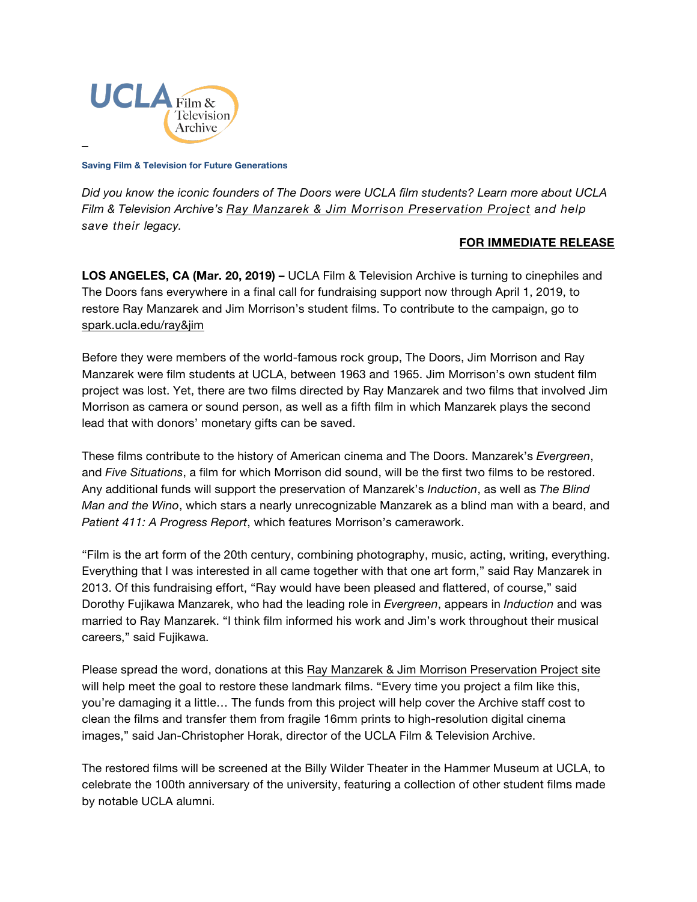UCLA Film & Television Archive

**Saving Film & Television for Future Generations**

*Did you know the iconic founders of The Doors were UCLA film students? Learn more about UCLA Film & Television Archive's Ray Manzarek & Jim Morrison Preservation Project and help save their legacy.*

**FOR IMMEDIATE RELEASE**

**LOS ANGELES, CA (Mar. 20, 2019) –** UCLA Film & Television Archive is turning to cinephiles and The Doors fans everywhere in a final call for fundraising support now through April 1, 2019, to restore Ray Manzarek and Jim Morrison's student films. To contribute to the campaign, go to spark.ucla.edu/ray&jim

Before they were members of the world-famous rock group, The Doors, Jim Morrison and Ray Manzarek were film students at UCLA, between 1963 and 1965. Jim Morrison's own student film project was lost. Yet, there are two films directed by Ray Manzarek and two films that involved Jim Morrison as camera or sound person, as well as a fifth film in which Manzarek plays the second lead that with donors' monetary gifts can be saved.

These films contribute to the history of American cinema and The Doors. Manzarek's *Evergreen*, and *Five Situations*, a film for which Morrison did sound, will be the first two films to be restored. Any additional funds will support the preservation of Manzarek's *Induction*, as well as *The Blind Man and the Wino*, which stars a nearly unrecognizable Manzarek as a blind man with a beard, and *Patient 411: A Progress Report*, which features Morrison's camerawork.

"Film is the art form of the 20th century, combining photography, music, acting, writing, everything. Everything that I was interested in all came together with that one art form," said Ray Manzarek in 2013. Of this fundraising effort, "Ray would have been pleased and flattered, of course," said Dorothy Fujikawa Manzarek, who had the leading role in *Evergreen*, appears in *Induction* and was married to Ray Manzarek. "I think film informed his work and Jim's work throughout their musical careers," said Fujikawa.

Please spread the word, donations at this Ray Manzarek & Jim Morrison Preservation Project site will help meet the goal to restore these landmark films. "Every time you project a film like this, you're damaging it a little… The funds from this project will help cover the Archive staff cost to clean the films and transfer them from fragile 16mm prints to high-resolution digital cinema images," said Jan-Christopher Horak, director of the UCLA Film & Television Archive.

The restored films will be screened at the Billy Wilder Theater in the Hammer Museum at UCLA, to celebrate the 100th anniversary of the university, featuring a collection of other student films made by notable UCLA alumni.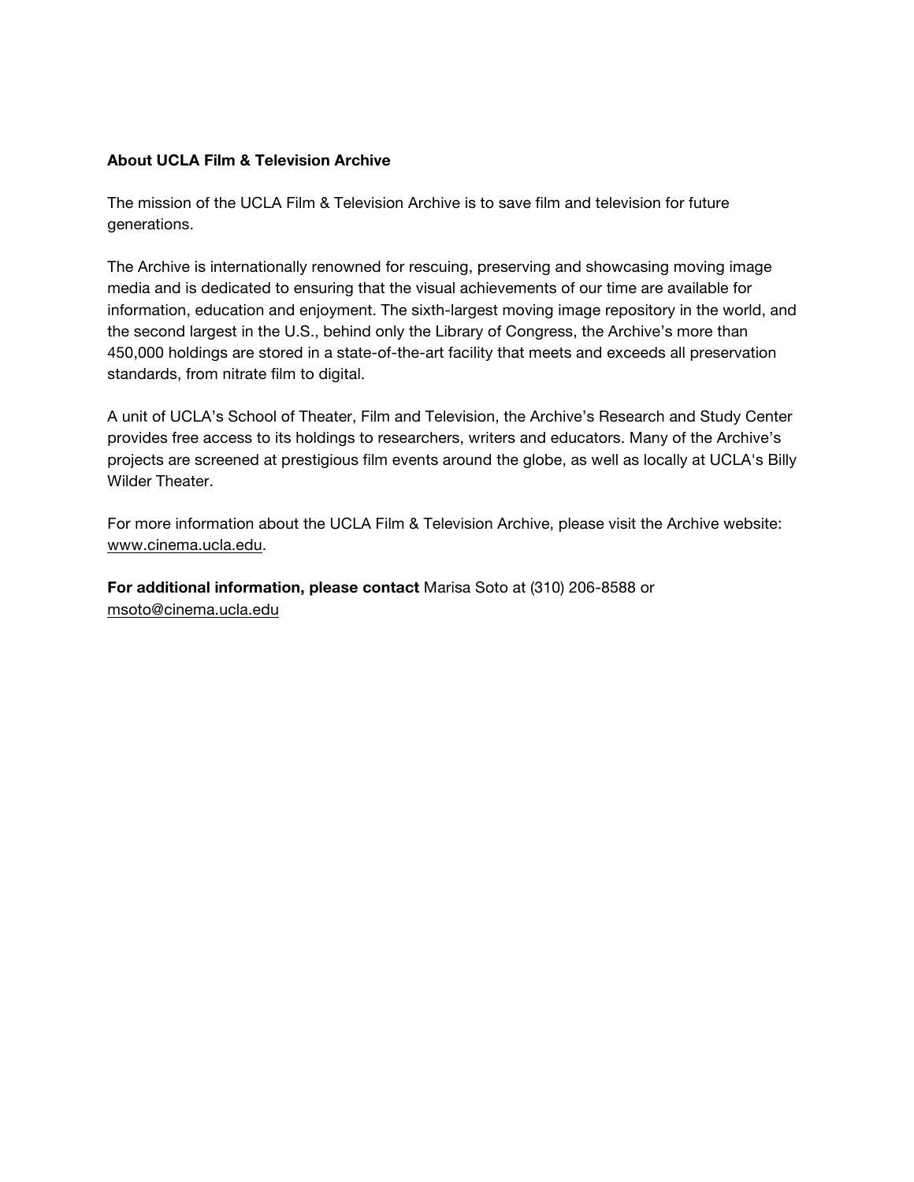**About UCLA Film & Television Archive**

The mission of the UCLA Film & Television Archive is to save film and television for future generations.

The Archive is internationally renowned for rescuing, preserving and showcasing moving image media and is dedicated to ensuring that the visual achievements of our time are available for information, education and enjoyment. The sixth-largest moving image repository in the world, and the second largest in the U.S., behind only the Library of Congress, the Archive's more than 450,000 holdings are stored in a state-of-the-art facility that meets and exceeds all preservation standards, from nitrate film to digital.

A unit of UCLA's School of Theater, Film and Television, the Archive's Research and Study Center provides free access to its holdings to researchers, writers and educators. Many of the Archive's projects are screened at prestigious film events around the globe, as well as locally at UCLA's Billy Wilder Theater.

For more information about the UCLA Film & Television Archive, please visit the Archive website: www.cinema.ucla.edu.

**For additional information, please contact** Marisa Soto at (310) 206-8588 or msoto@cinema.ucla.edu